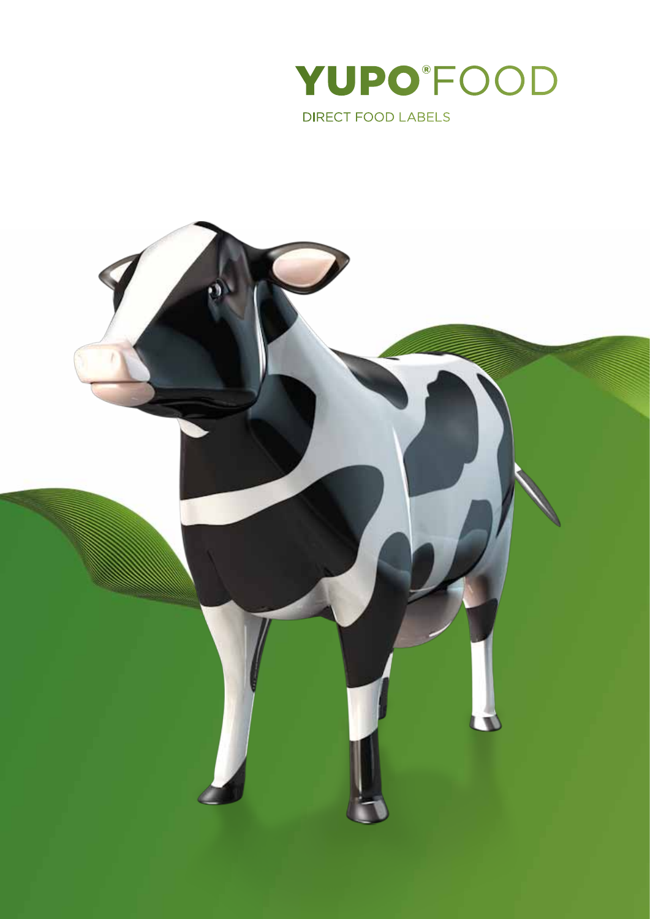# YUPO® FOOD

DIRECT FOOD LABELS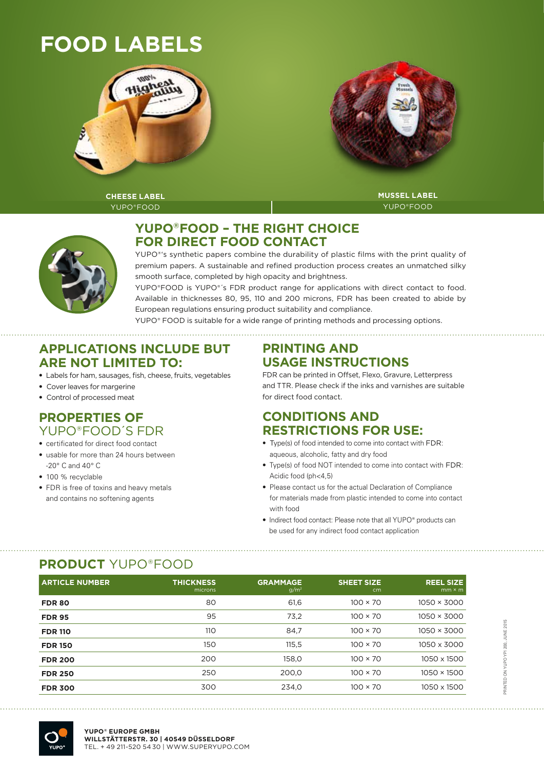# FOOD LABELS

**CHEESE LABEL**
YUPO®FOOD

**MUSSEL LABEL**
YUPO®FOOD

## YUPO®FOOD – THE RIGHT CHOICE FOR DIRECT FOOD CONTACT

YUPO®'s synthetic papers combine the durability of plastic films with the print quality of premium papers. A sustainable and refined production process creates an unmatched silky smooth surface, completed by high opacity and brightness.

YUPO®FOOD is YUPO®´s FDR product range for applications with direct contact to food. Available in thicknesses 80, 95, 110 and 200 microns, FDR has been created to abide by European regulations ensuring product suitability and compliance.

YUPO® FOOD is suitable for a wide range of printing methods and processing options.

## APPLICATIONS INCLUDE BUT ARE NOT LIMITED TO:

- Labels for ham, sausages, fish, cheese, fruits, vegetables
- Cover leaves for margerine
- Control of processed meat

## PROPERTIES OF YUPO®FOOD´S FDR

- certificated for direct food contact
- usable for more than 24 hours between -20° C and 40° C
- 100 % recyclable
- FDR is free of toxins and heavy metals and contains no softening agents

## PRINTING AND USAGE INSTRUCTIONS

FDR can be printed in Offset, Flexo, Gravure, Letterpress and TTR. Please check if the inks and varnishes are suitable for direct food contact.

## CONDITIONS AND RESTRICTIONS FOR USE:

- Type(s) of food intended to come into contact with FDR: aqueous, alcoholic, fatty and dry food
- Type(s) of food NOT intended to come into contact with FDR: Acidic food (ph<4,5)
- Please contact us for the actual Declaration of Compliance for materials made from plastic intended to come into contact with food
- Indirect food contact: Please note that all YUPO® products can be used for any indirect food contact application

## PRODUCT YUPO®FOOD

| ARTICLE NUMBER | THICKNESS microns | GRAMMAGE g/m² | SHEET SIZE cm | REEL SIZE mm × m |
|---|---|---|---|---|
| **FDR 80** | 80 | 61,6 | 100 × 70 | 1050 × 3000 |
| **FDR 95** | 95 | 73,2 | 100 × 70 | 1050 × 3000 |
| **FDR 110** | 110 | 84,7 | 100 × 70 | 1050 × 3000 |
| **FDR 150** | 150 | 115,5 | 100 × 70 | 1050 x 3000 |
| **FDR 200** | 200 | 158,0 | 100 × 70 | 1050 × 1500 |
| **FDR 250** | 250 | 200,0 | 100 × 70 | 1050 × 1500 |
| **FDR 300** | 300 | 234,0 | 100 × 70 | 1050 x 1500 |

PRINTED ON YUPO YPI 200, JUNE 2015

**YUPO® EUROPE GMBH**
**WILLSTÄTTERSTR. 30 | 40549 DÜSSELDORF**
TEL. + 49 211-520 54 30 | WWW.SUPERYUPO.COM